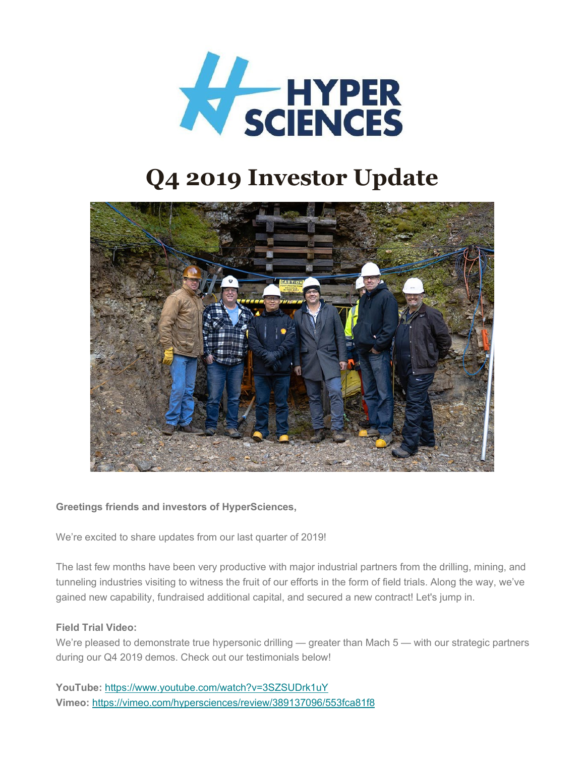# Q4 2019 Investor Update

**Greetings friends and investors of HyperSciences,**

We're excited to share updates from our last quarter of 2019!

The last few months have been very productive with major industrial partners from the drilling, mining, and tunneling industries visiting to witness the fruit of our efforts in the form of field trials. Along the way, we've gained new capability, fundraised additional capital, and secured a new contract! Let's jump in.

**Field Trial Video:**
We're pleased to demonstrate true hypersonic drilling — greater than Mach 5 — with our strategic partners during our Q4 2019 demos. Check out our testimonials below!

**YouTube:** https://www.youtube.com/watch?v=3SZSUDrk1uY
**Vimeo:** https://vimeo.com/hypersciences/review/389137096/553fca81f8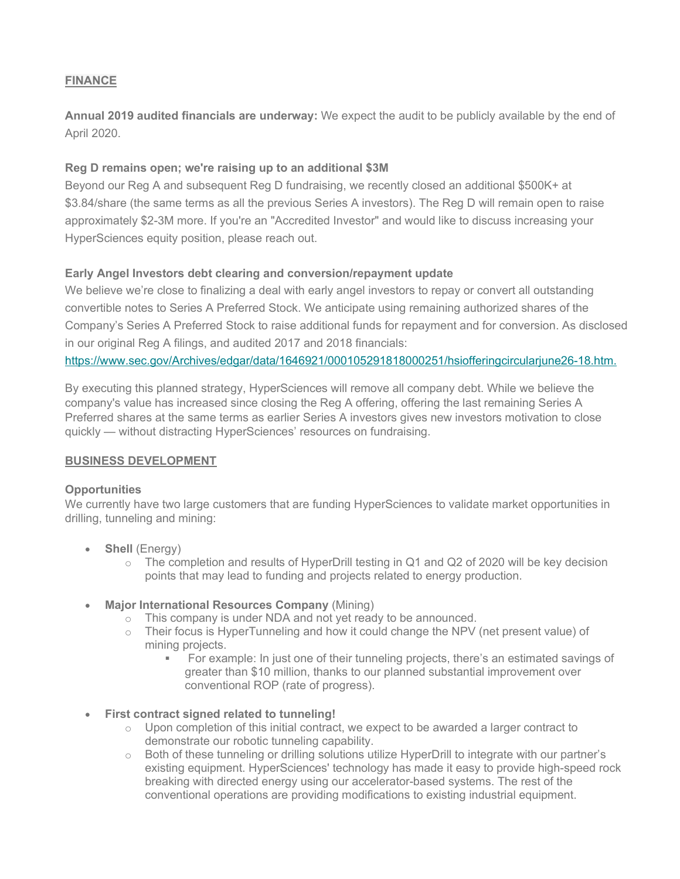## FINANCE

**Annual 2019 audited financials are underway:** We expect the audit to be publicly available by the end of April 2020.

### Reg D remains open; we're raising up to an additional $3M

Beyond our Reg A and subsequent Reg D fundraising, we recently closed an additional $500K+ at $3.84/share (the same terms as all the previous Series A investors). The Reg D will remain open to raise approximately $2-3M more. If you're an "Accredited Investor" and would like to discuss increasing your HyperSciences equity position, please reach out.

### Early Angel Investors debt clearing and conversion/repayment update

We believe we're close to finalizing a deal with early angel investors to repay or convert all outstanding convertible notes to Series A Preferred Stock. We anticipate using remaining authorized shares of the Company's Series A Preferred Stock to raise additional funds for repayment and for conversion. As disclosed in our original Reg A filings, and audited 2017 and 2018 financials:
https://www.sec.gov/Archives/edgar/data/1646921/000105291818000251/hsiofferingcircularjune26-18.htm.

By executing this planned strategy, HyperSciences will remove all company debt. While we believe the company's value has increased since closing the Reg A offering, offering the last remaining Series A Preferred shares at the same terms as earlier Series A investors gives new investors motivation to close quickly — without distracting HyperSciences' resources on fundraising.

## BUSINESS DEVELOPMENT

### Opportunities

We currently have two large customers that are funding HyperSciences to validate market opportunities in drilling, tunneling and mining:

- **Shell** (Energy)
  - The completion and results of HyperDrill testing in Q1 and Q2 of 2020 will be key decision points that may lead to funding and projects related to energy production.
- **Major International Resources Company** (Mining)
  - This company is under NDA and not yet ready to be announced.
  - Their focus is HyperTunneling and how it could change the NPV (net present value) of mining projects.
    - For example: In just one of their tunneling projects, there's an estimated savings of greater than $10 million, thanks to our planned substantial improvement over conventional ROP (rate of progress).
- **First contract signed related to tunneling!**
  - Upon completion of this initial contract, we expect to be awarded a larger contract to demonstrate our robotic tunneling capability.
  - Both of these tunneling or drilling solutions utilize HyperDrill to integrate with our partner's existing equipment. HyperSciences' technology has made it easy to provide high-speed rock breaking with directed energy using our accelerator-based systems. The rest of the conventional operations are providing modifications to existing industrial equipment.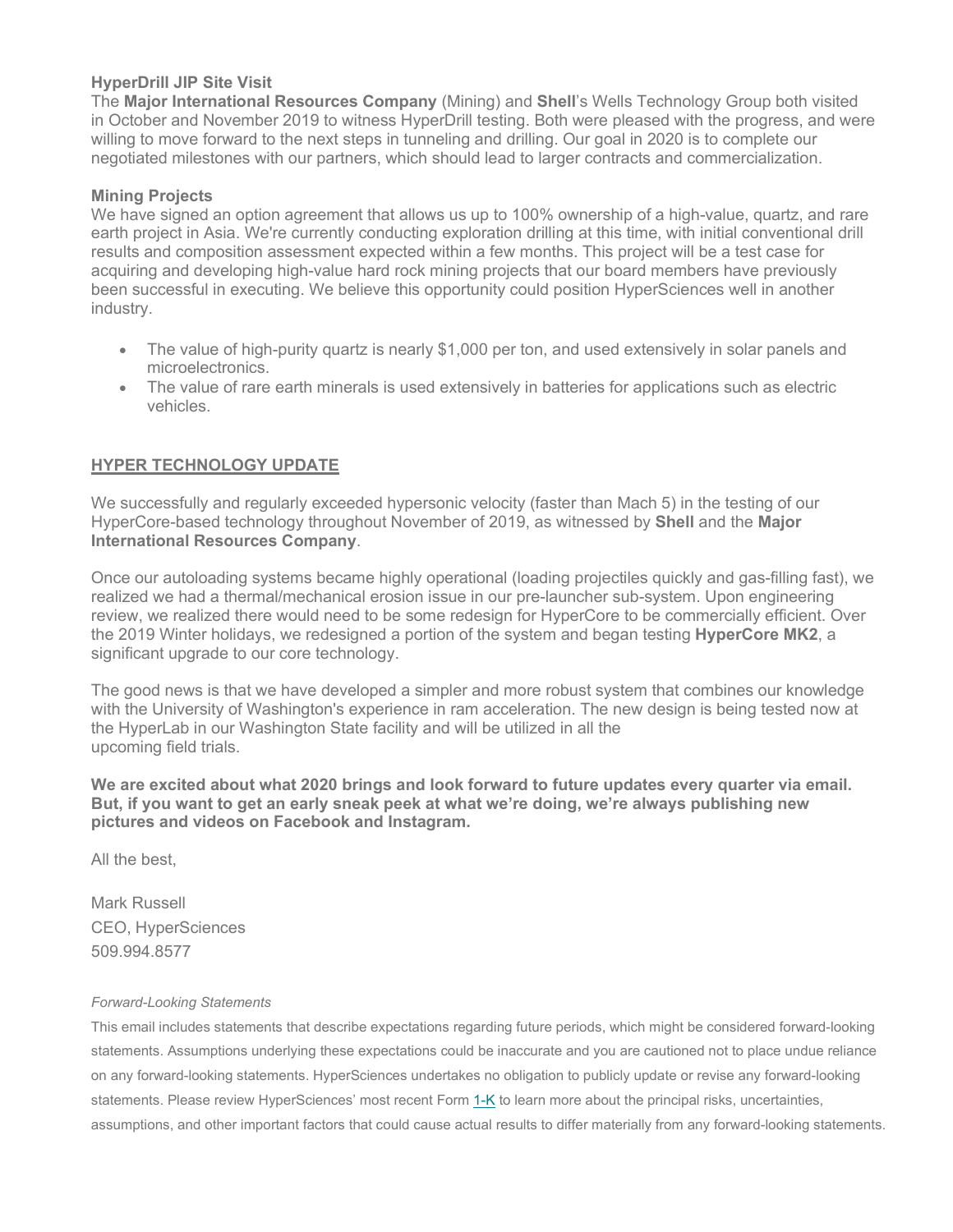**HyperDrill JIP Site Visit**

The **Major International Resources Company** (Mining) and **Shell**'s Wells Technology Group both visited in October and November 2019 to witness HyperDrill testing. Both were pleased with the progress, and were willing to move forward to the next steps in tunneling and drilling. Our goal in 2020 is to complete our negotiated milestones with our partners, which should lead to larger contracts and commercialization.

**Mining Projects**

We have signed an option agreement that allows us up to 100% ownership of a high-value, quartz, and rare earth project in Asia. We're currently conducting exploration drilling at this time, with initial conventional drill results and composition assessment expected within a few months. This project will be a test case for acquiring and developing high-value hard rock mining projects that our board members have previously been successful in executing. We believe this opportunity could position HyperSciences well in another industry.

- The value of high-purity quartz is nearly $1,000 per ton, and used extensively in solar panels and microelectronics.
- The value of rare earth minerals is used extensively in batteries for applications such as electric vehicles.

## HYPER TECHNOLOGY UPDATE

We successfully and regularly exceeded hypersonic velocity (faster than Mach 5) in the testing of our HyperCore-based technology throughout November of 2019, as witnessed by **Shell** and the **Major International Resources Company**.

Once our autoloading systems became highly operational (loading projectiles quickly and gas-filling fast), we realized we had a thermal/mechanical erosion issue in our pre-launcher sub-system. Upon engineering review, we realized there would need to be some redesign for HyperCore to be commercially efficient. Over the 2019 Winter holidays, we redesigned a portion of the system and began testing **HyperCore MK2**, a significant upgrade to our core technology.

The good news is that we have developed a simpler and more robust system that combines our knowledge with the University of Washington's experience in ram acceleration. The new design is being tested now at the HyperLab in our Washington State facility and will be utilized in all the upcoming field trials.

**We are excited about what 2020 brings and look forward to future updates every quarter via email. But, if you want to get an early sneak peek at what we're doing, we're always publishing new pictures and videos on Facebook and Instagram.**

All the best,

Mark Russell
CEO, HyperSciences
509.994.8577

*Forward-Looking Statements*

This email includes statements that describe expectations regarding future periods, which might be considered forward-looking statements. Assumptions underlying these expectations could be inaccurate and you are cautioned not to place undue reliance on any forward-looking statements. HyperSciences undertakes no obligation to publicly update or revise any forward-looking statements. Please review HyperSciences' most recent Form 1-K to learn more about the principal risks, uncertainties, assumptions, and other important factors that could cause actual results to differ materially from any forward-looking statements.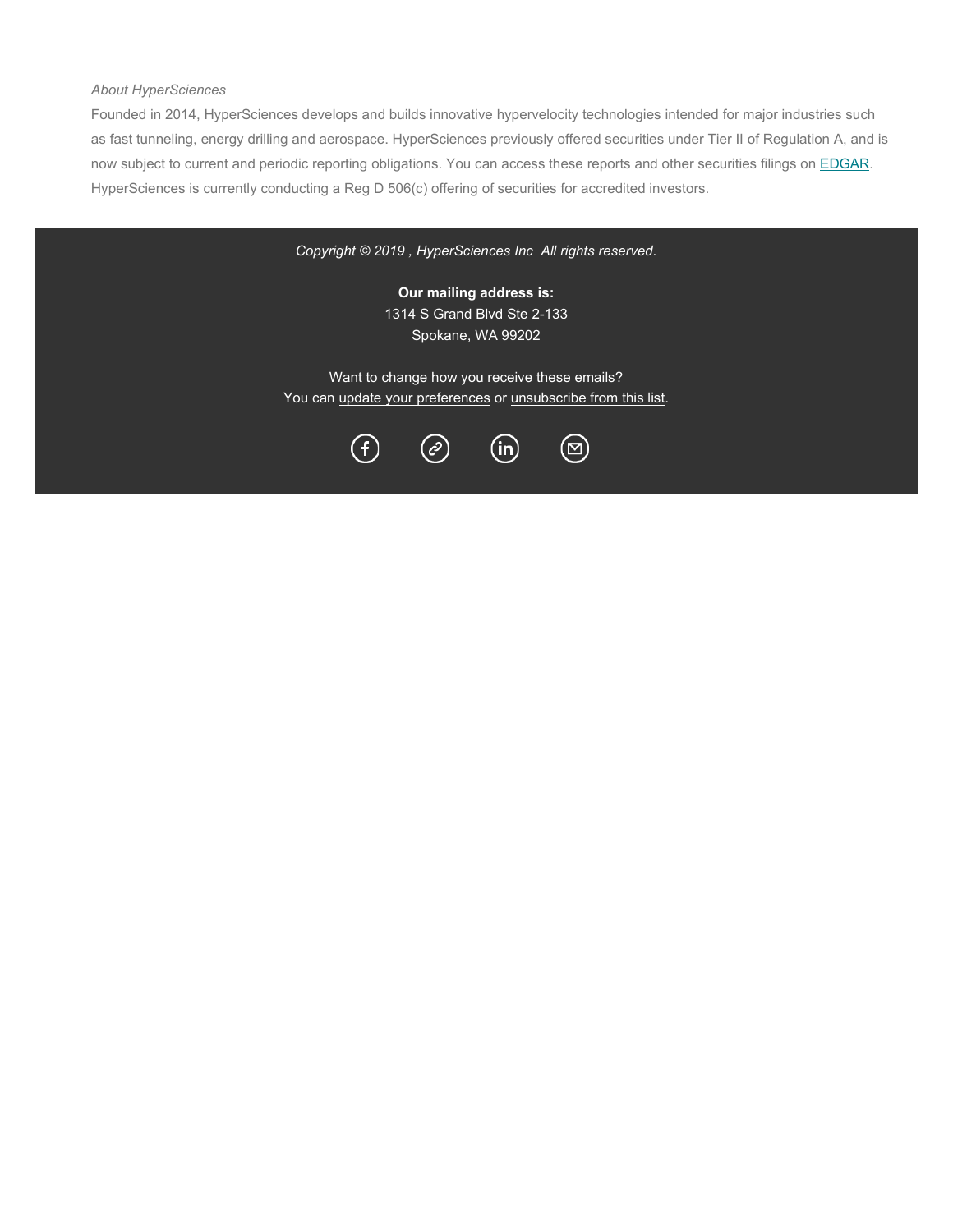*About HyperSciences*

Founded in 2014, HyperSciences develops and builds innovative hypervelocity technologies intended for major industries such as fast tunneling, energy drilling and aerospace. HyperSciences previously offered securities under Tier II of Regulation A, and is now subject to current and periodic reporting obligations. You can access these reports and other securities filings on EDGAR. HyperSciences is currently conducting a Reg D 506(c) offering of securities for accredited investors.

*Copyright © 2019 , HyperSciences Inc All rights reserved.*

**Our mailing address is:**
1314 S Grand Blvd Ste 2-133
Spokane, WA 99202

Want to change how you receive these emails?
You can update your preferences or unsubscribe from this list.